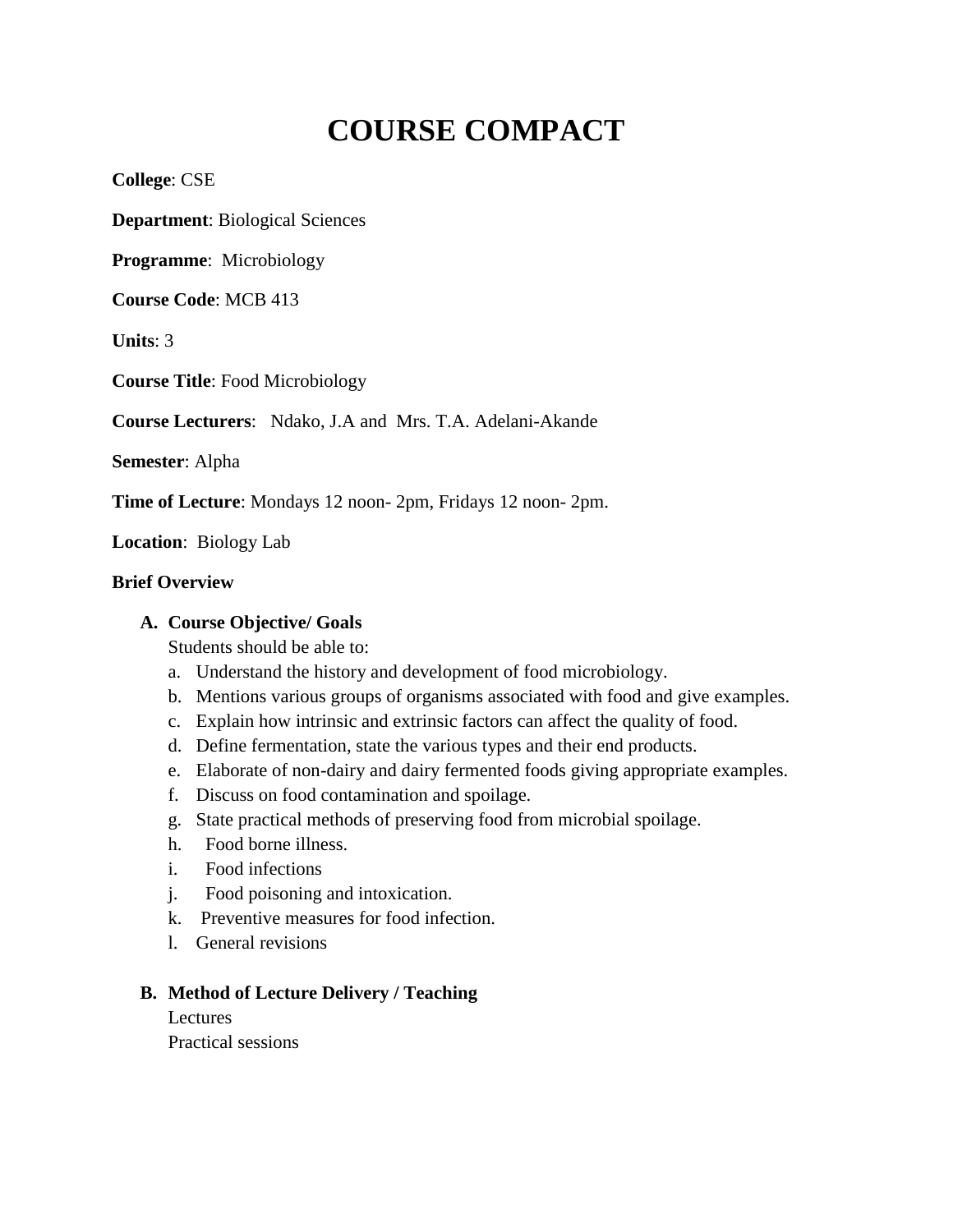# COURSE COMPACT

**College**: CSE

**Department**: Biological Sciences

**Programme**: Microbiology

**Course Code**: MCB 413

**Units**: 3

**Course Title**: Food Microbiology

**Course Lecturers**: Ndako, J.A and Mrs. T.A. Adelani-Akande

**Semester**: Alpha

**Time of Lecture**: Mondays 12 noon- 2pm, Fridays 12 noon- 2pm.

**Location**: Biology Lab

**Brief Overview**

**A. Course Objective/ Goals**

Students should be able to:

a. Understand the history and development of food microbiology.
b. Mentions various groups of organisms associated with food and give examples.
c. Explain how intrinsic and extrinsic factors can affect the quality of food.
d. Define fermentation, state the various types and their end products.
e. Elaborate of non-dairy and dairy fermented foods giving appropriate examples.
f. Discuss on food contamination and spoilage.
g. State practical methods of preserving food from microbial spoilage.
h. Food borne illness.
i. Food infections
j. Food poisoning and intoxication.
k. Preventive measures for food infection.
l. General revisions

**B. Method of Lecture Delivery / Teaching**

Lectures

Practical sessions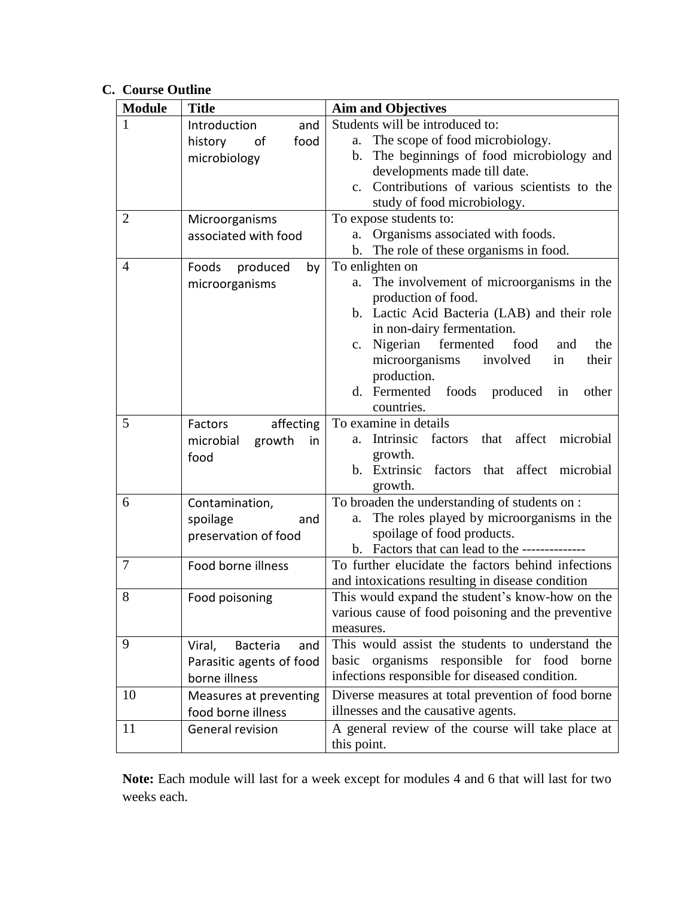## C. Course Outline

| Module | Title | Aim and Objectives |
| --- | --- | --- |
| 1 | Introduction and history of food microbiology | Students will be introduced to:<br>a. The scope of food microbiology.<br>b. The beginnings of food microbiology and developments made till date.<br>c. Contributions of various scientists to the study of food microbiology. |
| 2 | Microorganisms associated with food | To expose students to:<br>a. Organisms associated with foods.<br>b. The role of these organisms in food. |
| 4 | Foods produced by microorganisms | To enlighten on<br>a. The involvement of microorganisms in the production of food.<br>b. Lactic Acid Bacteria (LAB) and their role in non-dairy fermentation.<br>c. Nigerian fermented food and the microorganisms involved in their production.<br>d. Fermented foods produced in other countries. |
| 5 | Factors affecting microbial growth in food | To examine in details<br>a. Intrinsic factors that affect microbial growth.<br>b. Extrinsic factors that affect microbial growth. |
| 6 | Contamination, spoilage and preservation of food | To broaden the understanding of students on :<br>a. The roles played by microorganisms in the spoilage of food products.<br>b. Factors that can lead to the -------------- |
| 7 | Food borne illness | To further elucidate the factors behind infections and intoxications resulting in disease condition |
| 8 | Food poisoning | This would expand the student's know-how on the various cause of food poisoning and the preventive measures. |
| 9 | Viral, Bacteria and Parasitic agents of food borne illness | This would assist the students to understand the basic organisms responsible for food borne infections responsible for diseased condition. |
| 10 | Measures at preventing food borne illness | Diverse measures at total prevention of food borne illnesses and the causative agents. |
| 11 | General revision | A general review of the course will take place at this point. |

**Note:** Each module will last for a week except for modules 4 and 6 that will last for two weeks each.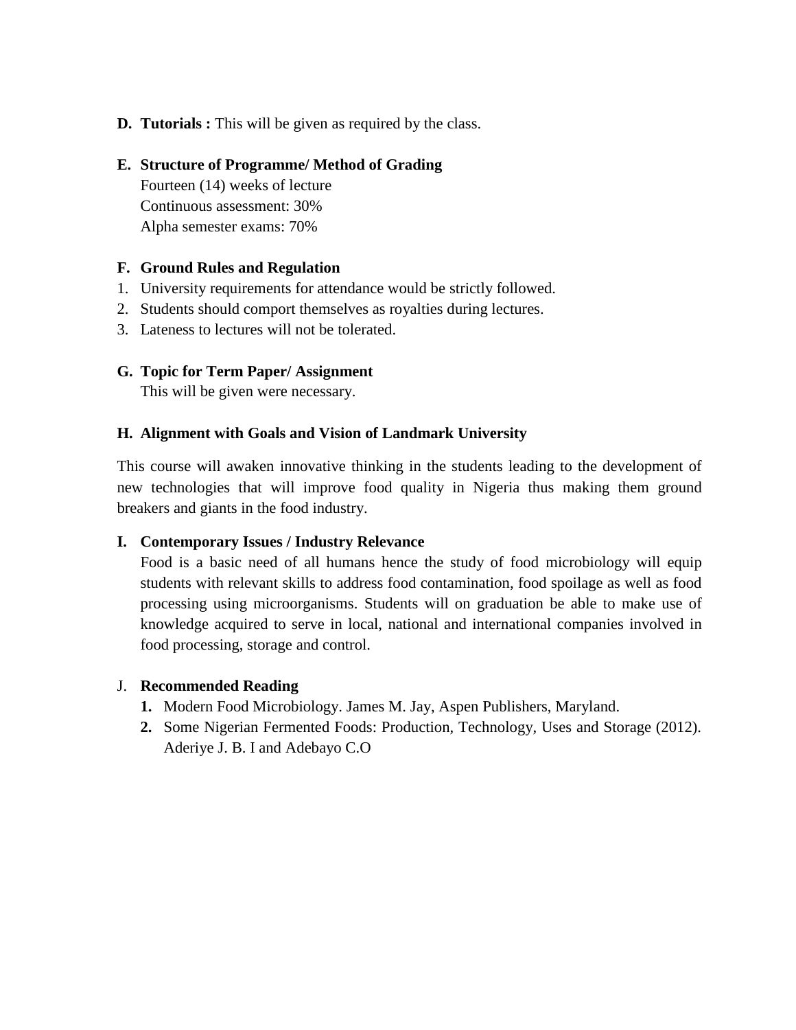**D. Tutorials :** This will be given as required by the class.

**E. Structure of Programme/ Method of Grading**

Fourteen (14) weeks of lecture
Continuous assessment: 30%
Alpha semester exams: 70%

**F. Ground Rules and Regulation**

1. University requirements for attendance would be strictly followed.
2. Students should comport themselves as royalties during lectures.
3. Lateness to lectures will not be tolerated.

**G. Topic for Term Paper/ Assignment**

This will be given were necessary.

**H. Alignment with Goals and Vision of Landmark University**

This course will awaken innovative thinking in the students leading to the development of new technologies that will improve food quality in Nigeria thus making them ground breakers and giants in the food industry.

**I. Contemporary Issues / Industry Relevance**

Food is a basic need of all humans hence the study of food microbiology will equip students with relevant skills to address food contamination, food spoilage as well as food processing using microorganisms. Students will on graduation be able to make use of knowledge acquired to serve in local, national and international companies involved in food processing, storage and control.

J. **Recommended Reading**

1. Modern Food Microbiology. James M. Jay, Aspen Publishers, Maryland.
2. Some Nigerian Fermented Foods: Production, Technology, Uses and Storage (2012). Aderiye J. B. I and Adebayo C.O